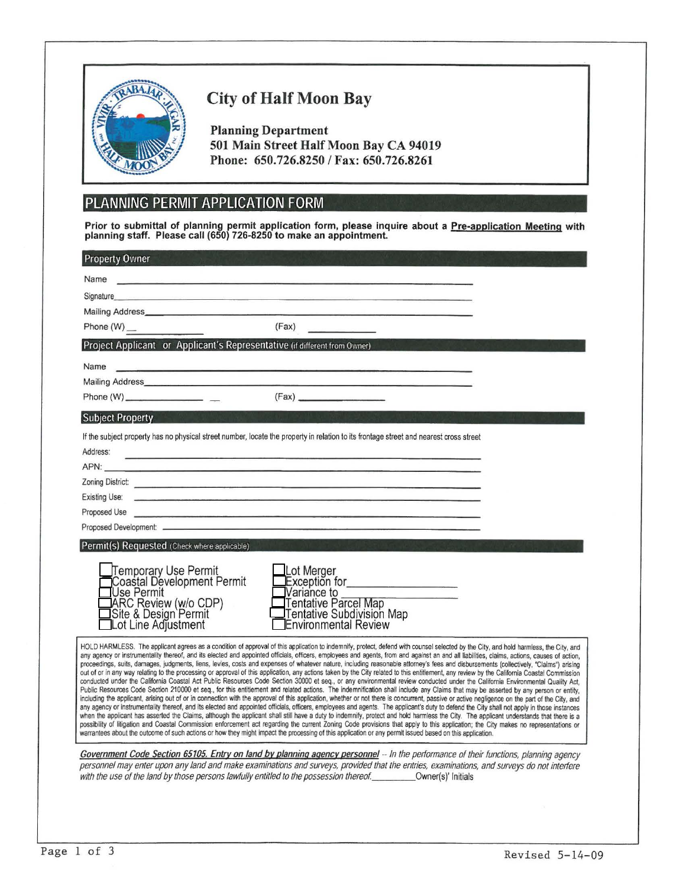# City of Half Moon Bay

**Planning Department**
**501 Main Street Half Moon Bay CA 94019**
**Phone: 650.726.8250 / Fax: 650.726.8261**

## PLANNING PERMIT APPLICATION FORM

**Prior to submittal of planning permit application form, please inquire about a <u>Pre-application Meeting</u> with planning staff. Please call (650) 726-8250 to make an appointment.**

### Property Owner

Name ____________________

Signature ____________________

Mailing Address ____________________

Phone (W) ____________________ (Fax) ____________________

### Project Applicant or Applicant's Representative (if different from Owner)

Name ____________________

Mailing Address ____________________

Phone (W) ____________________ (Fax) ____________________

### Subject Property

If the subject property has no physical street number, locate the property in relation to its frontage street and nearest cross street

Address: ____________________

APN: ____________________

Zoning District: ____________________

Existing Use: ____________________

Proposed Use ____________________

Proposed Development: ____________________

### Permit(s) Requested (Check where applicable)

- ☐ Temporary Use Permit
- ☐ Coastal Development Permit
- ☐ Use Permit
- ☐ ARC Review (w/o CDP)
- ☐ Site & Design Permit
- ☐ Lot Line Adjustment
- ☐ Lot Merger
- ☐ Exception for ____________________
- ☐ Variance to ____________________
- ☐ Tentative Parcel Map
- ☐ Tentative Subdivision Map
- ☐ Environmental Review

HOLD HARMLESS. The applicant agrees as a condition of approval of this application to indemnify, protect, defend with counsel selected by the City, and hold harmless, the City, and any agency or instrumentality thereof, and its elected and appointed officials, officers, employees and agents, from and against an and all liabilities, claims, actions, causes of action, proceedings, suits, damages, judgments, liens, levies, costs and expenses of whatever nature, including reasonable attorney's fees and disbursements (collectively, "Claims") arising out of or in any way relating to the processing or approval of this application, any actions taken by the City related to this entitlement, any review by the California Coastal Commission conducted under the California Coastal Act Public Resources Code Section 30000 et seq., or any environmental review conducted under the California Environmental Quality Act, Public Resources Code Section 210000 et seq., for this entitlement and related actions. The indemnification shall include any Claims that may be asserted by any person or entity, including the applicant, arising out of or in connection with the approval of this application, whether or not there is concurrent, passive or active negligence on the part of the City, and any agency or instrumentality thereof, and its elected and appointed officials, officers, employees and agents. The applicant's duty to defend the City shall not apply in those instances when the applicant has asserted the Claims, although the applicant shall still have a duty to indemnify, protect and hold harmless the City. The applicant understands that there is a possibility of litigation and Coastal Commission enforcement act regarding the current Zoning Code provisions that apply to this application; the City makes no representations or warrantees about the outcome of such actions or how they might impact the processing of this application or any permit issued based on this application.

*<u>Government Code Section 65105. Entry on land by planning agency personnel</u> -- In the performance of their functions, planning agency personnel may enter upon any land and make examinations and surveys, provided that the entries, examinations, and surveys do not interfere with the use of the land by those persons lawfully entitled to the possession thereof.* ________ Owner(s)' Initials

Revised 5-14-09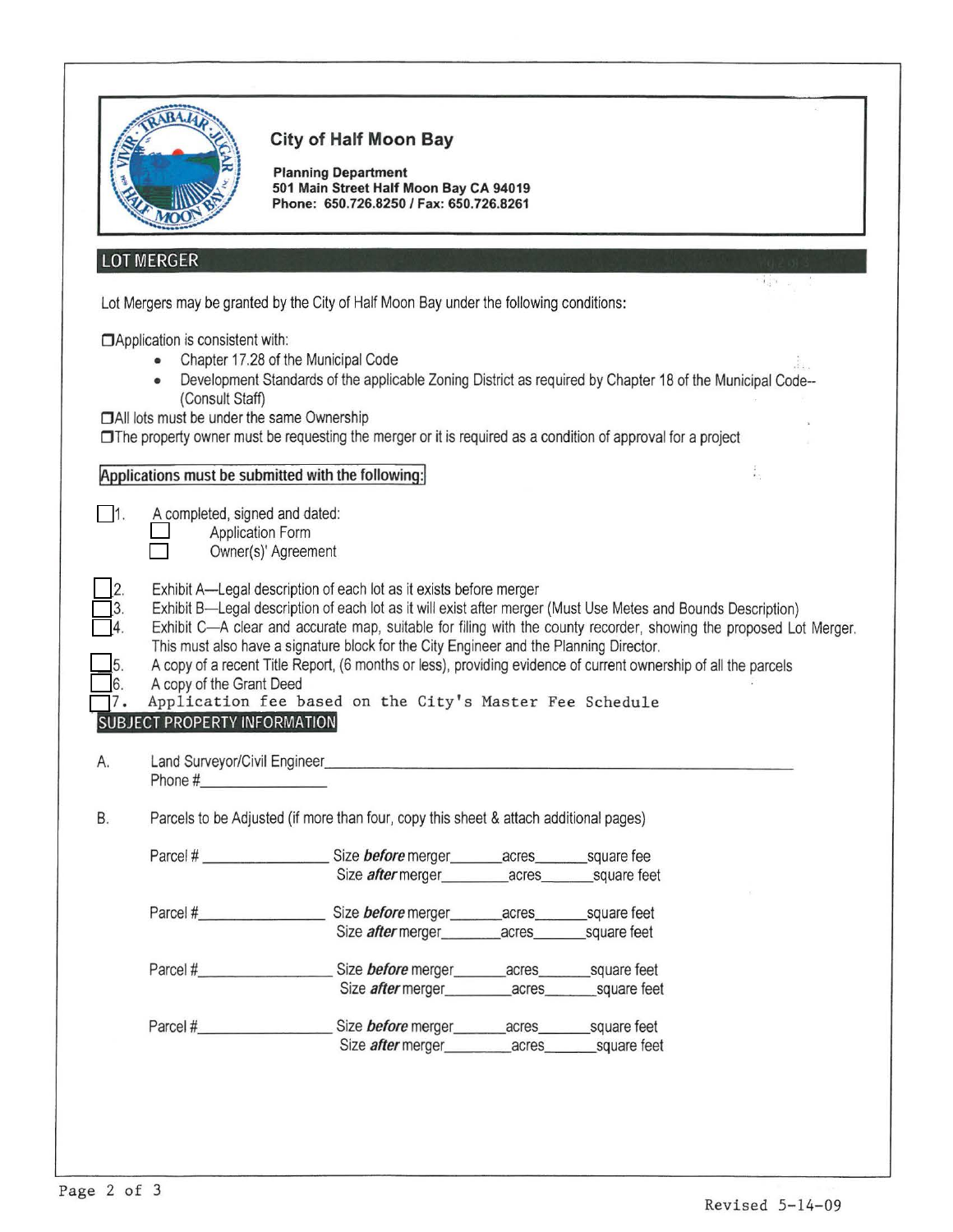**City of Half Moon Bay**

**Planning Department**
**501 Main Street Half Moon Bay CA 94019**
**Phone: 650.726.8250 / Fax: 650.726.8261**

## LOT MERGER

Lot Mergers may be granted by the City of Half Moon Bay under the following conditions:

☐ Application is consistent with:

- Chapter 17.28 of the Municipal Code
- Development Standards of the applicable Zoning District as required by Chapter 18 of the Municipal Code--(Consult Staff)

☐ All lots must be under the same Ownership

☐ The property owner must be requesting the merger or it is required as a condition of approval for a project

**Applications must be submitted with the following:**

☐ 1. A completed, signed and dated:
  - ☐ Application Form
  - ☐ Owner(s)' Agreement

☐ 2. Exhibit A—Legal description of each lot as it exists before merger

☐ 3. Exhibit B—Legal description of each lot as it will exist after merger (Must Use Metes and Bounds Description)

☐ 4. Exhibit C—A clear and accurate map, suitable for filing with the county recorder, showing the proposed Lot Merger. This must also have a signature block for the City Engineer and the Planning Director.

☐ 5. A copy of a recent Title Report, (6 months or less), providing evidence of current ownership of all the parcels

☐ 6. A copy of the Grant Deed

☐ 7. Application fee based on the City's Master Fee Schedule

## SUBJECT PROPERTY INFORMATION

A. Land Surveyor/Civil Engineer______________________________________________
Phone #________________

B. Parcels to be Adjusted (if more than four, copy this sheet & attach additional pages)

Parcel # ________________ Size *before* merger______acres______square fee
Size *after* merger________acres______square feet

Parcel #________________ Size *before* merger______acres______square feet
Size *after* merger________acres______square feet

Parcel #________________ Size *before* merger______acres______square feet
Size *after* merger________acres______square feet

Parcel #________________ Size *before* merger______acres______square feet
Size *after* merger________acres______square feet

Revised 5-14-09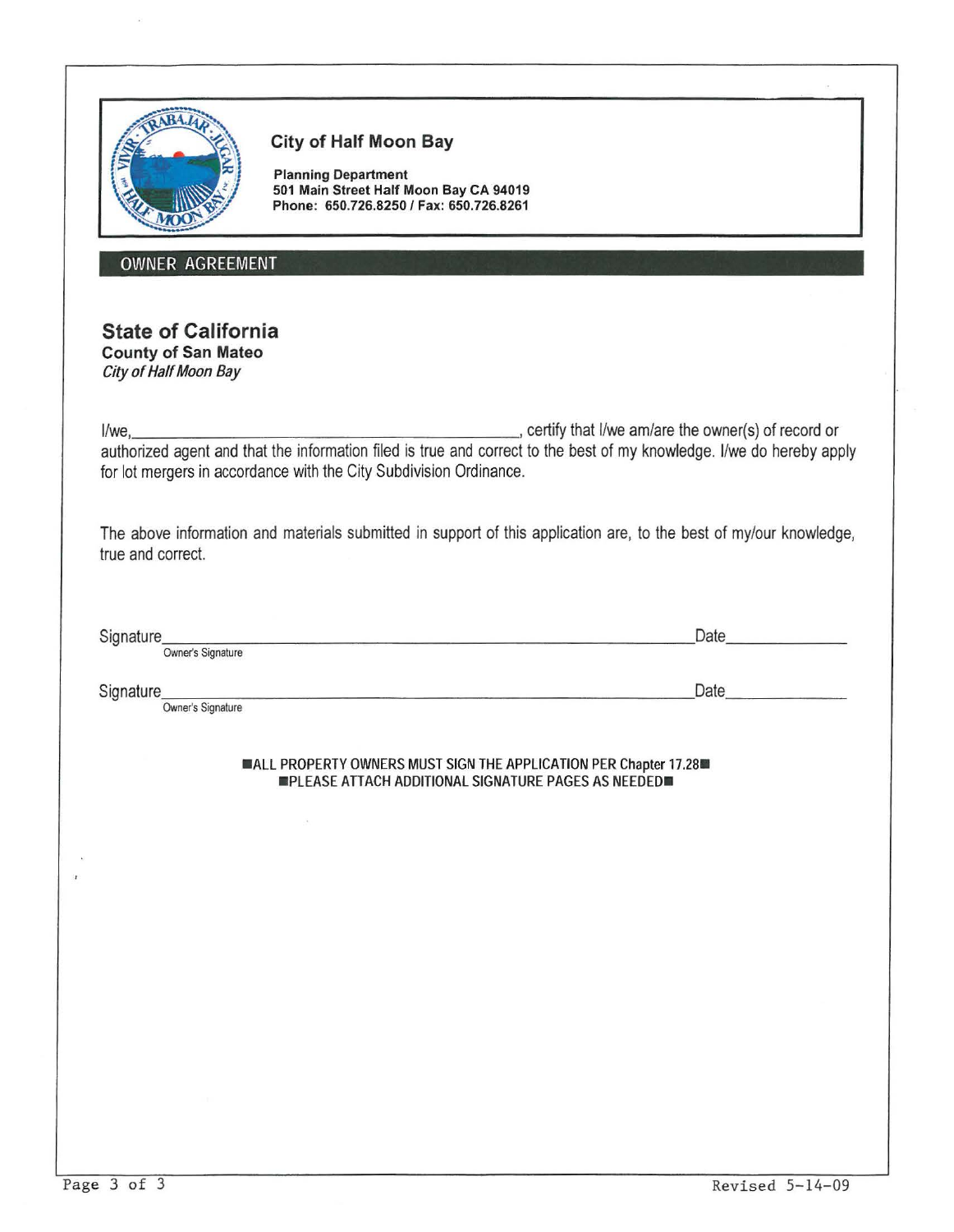**City of Half Moon Bay**

**Planning Department**
**501 Main Street Half Moon Bay CA 94019**
**Phone: 650.726.8250 / Fax: 650.726.8261**

## OWNER AGREEMENT

### State of California
**County of San Mateo**
*City of Half Moon Bay*

I/we,\_\_\_\_\_\_\_\_\_\_\_\_\_\_\_\_\_\_\_\_\_\_\_\_\_\_\_\_\_\_\_\_\_\_\_\_\_\_\_\_\_\_, certify that I/we am/are the owner(s) of record or authorized agent and that the information filed is true and correct to the best of my knowledge. I/we do hereby apply for lot mergers in accordance with the City Subdivision Ordinance.

The above information and materials submitted in support of this application are, to the best of my/our knowledge, true and correct.

Signature\_\_\_\_\_\_\_\_\_\_\_\_\_\_\_\_\_\_\_\_\_\_\_\_\_\_\_\_\_\_\_\_\_\_\_\_\_\_\_\_\_\_\_\_\_\_\_\_\_\_\_\_\_\_Date\_\_\_\_\_\_\_\_\_\_\_\_\_\_
Owner's Signature

Signature\_\_\_\_\_\_\_\_\_\_\_\_\_\_\_\_\_\_\_\_\_\_\_\_\_\_\_\_\_\_\_\_\_\_\_\_\_\_\_\_\_\_\_\_\_\_\_\_\_\_\_\_\_\_Date\_\_\_\_\_\_\_\_\_\_\_\_\_\_
Owner's Signature

■ALL PROPERTY OWNERS MUST SIGN THE APPLICATION PER Chapter 17.28■
■PLEASE ATTACH ADDITIONAL SIGNATURE PAGES AS NEEDED■

Revised 5-14-09